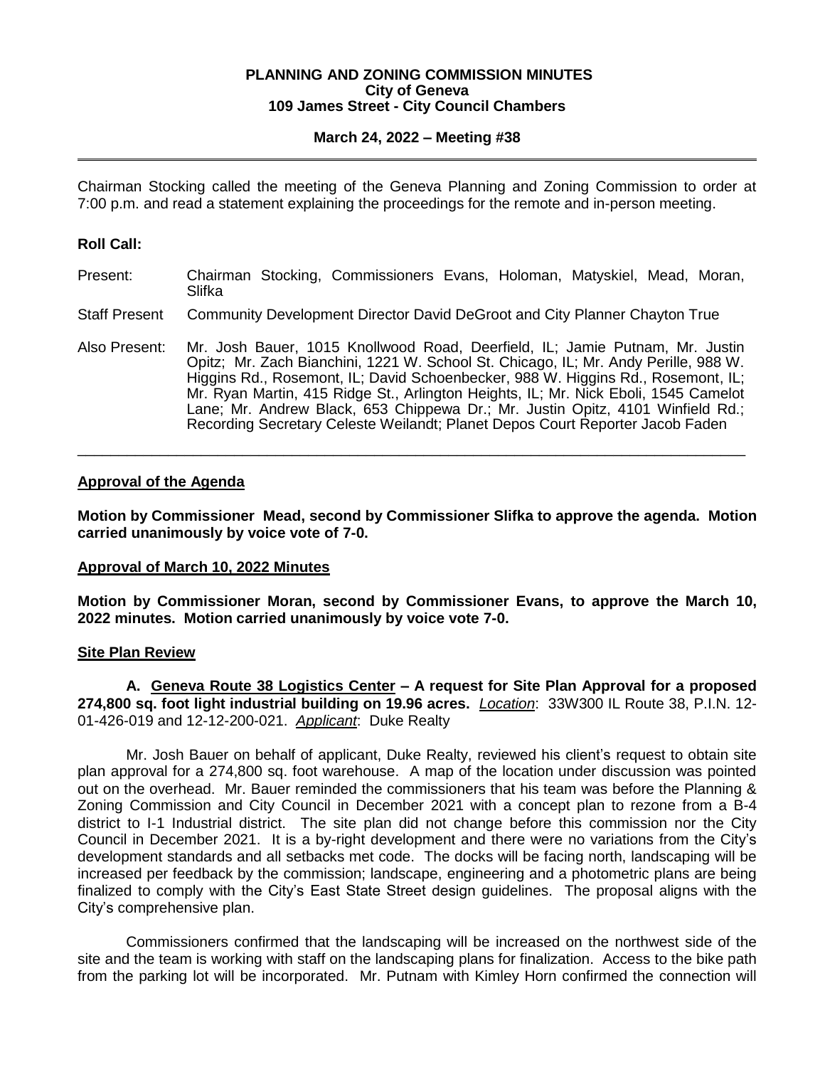**PLANNING AND ZONING COMMISSION MINUTES**
**City of Geneva**
**109 James Street - City Council Chambers**

**March 24, 2022 – Meeting #38**

---

Chairman Stocking called the meeting of the Geneva Planning and Zoning Commission to order at 7:00 p.m. and read a statement explaining the proceedings for the remote and in-person meeting.

**Roll Call:**

Present: Chairman Stocking, Commissioners Evans, Holoman, Matyskiel, Mead, Moran, Slifka

Staff Present Community Development Director David DeGroot and City Planner Chayton True

Also Present: Mr. Josh Bauer, 1015 Knollwood Road, Deerfield, IL; Jamie Putnam, Mr. Justin Opitz; Mr. Zach Bianchini, 1221 W. School St. Chicago, IL; Mr. Andy Perille, 988 W. Higgins Rd., Rosemont, IL; David Schoenbecker, 988 W. Higgins Rd., Rosemont, IL; Mr. Ryan Martin, 415 Ridge St., Arlington Heights, IL; Mr. Nick Eboli, 1545 Camelot Lane; Mr. Andrew Black, 653 Chippewa Dr.; Mr. Justin Opitz, 4101 Winfield Rd.; Recording Secretary Celeste Weilandt; Planet Depos Court Reporter Jacob Faden

---

**Approval of the Agenda**

**Motion by Commissioner Mead, second by Commissioner Slifka to approve the agenda. Motion carried unanimously by voice vote of 7-0.**

**Approval of March 10, 2022 Minutes**

**Motion by Commissioner Moran, second by Commissioner Evans, to approve the March 10, 2022 minutes. Motion carried unanimously by voice vote 7-0.**

**Site Plan Review**

**A. Geneva Route 38 Logistics Center – A request for Site Plan Approval for a proposed 274,800 sq. foot light industrial building on 19.96 acres.** *Location*: 33W300 IL Route 38, P.I.N. 12-01-426-019 and 12-12-200-021. *Applicant*: Duke Realty

Mr. Josh Bauer on behalf of applicant, Duke Realty, reviewed his client's request to obtain site plan approval for a 274,800 sq. foot warehouse. A map of the location under discussion was pointed out on the overhead. Mr. Bauer reminded the commissioners that his team was before the Planning & Zoning Commission and City Council in December 2021 with a concept plan to rezone from a B-4 district to I-1 Industrial district. The site plan did not change before this commission nor the City Council in December 2021. It is a by-right development and there were no variations from the City's development standards and all setbacks met code. The docks will be facing north, landscaping will be increased per feedback by the commission; landscape, engineering and a photometric plans are being finalized to comply with the City's East State Street design guidelines. The proposal aligns with the City's comprehensive plan.

Commissioners confirmed that the landscaping will be increased on the northwest side of the site and the team is working with staff on the landscaping plans for finalization. Access to the bike path from the parking lot will be incorporated. Mr. Putnam with Kimley Horn confirmed the connection will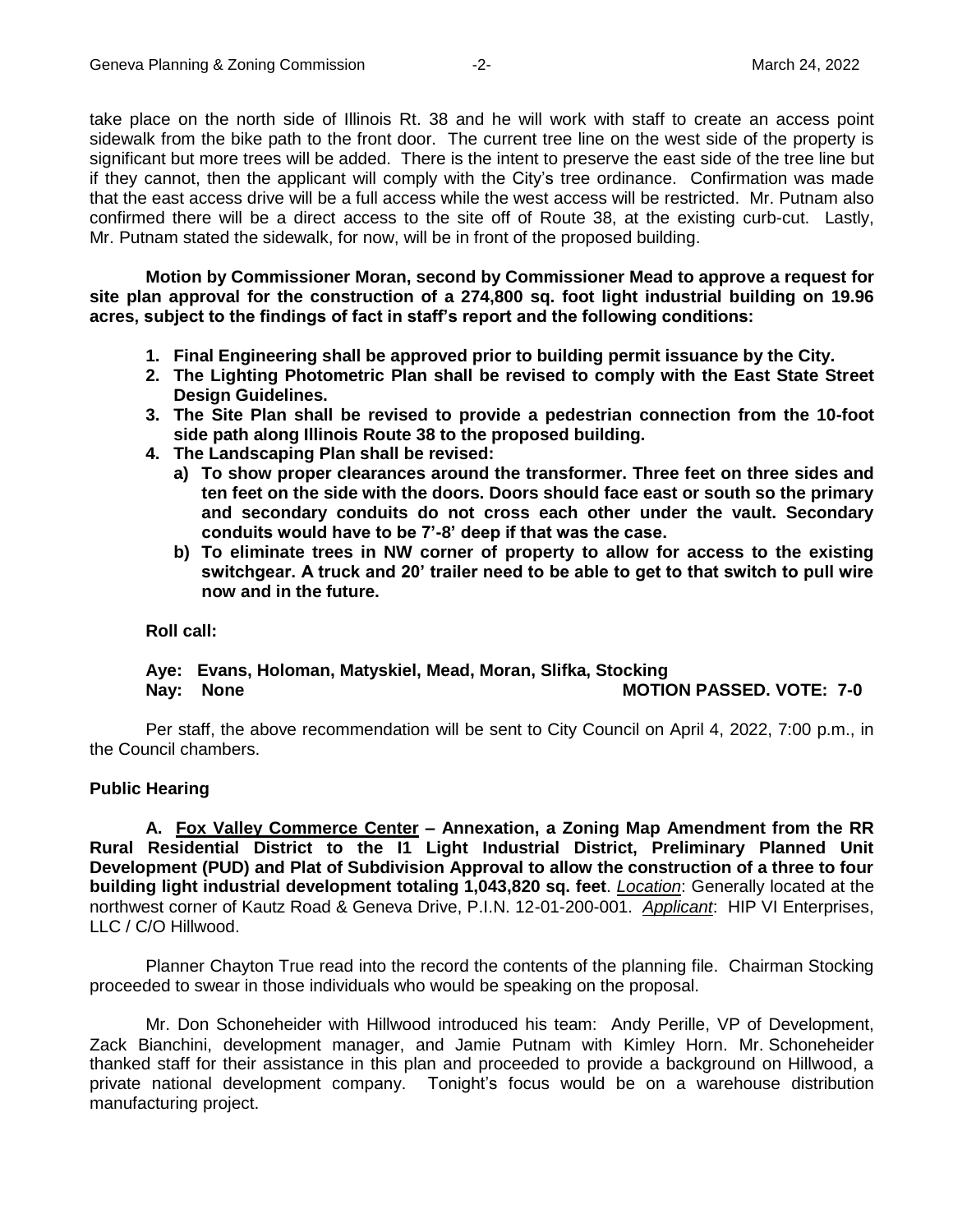take place on the north side of Illinois Rt. 38 and he will work with staff to create an access point sidewalk from the bike path to the front door. The current tree line on the west side of the property is significant but more trees will be added. There is the intent to preserve the east side of the tree line but if they cannot, then the applicant will comply with the City's tree ordinance. Confirmation was made that the east access drive will be a full access while the west access will be restricted. Mr. Putnam also confirmed there will be a direct access to the site off of Route 38, at the existing curb-cut. Lastly, Mr. Putnam stated the sidewalk, for now, will be in front of the proposed building.

**Motion by Commissioner Moran, second by Commissioner Mead to approve a request for site plan approval for the construction of a 274,800 sq. foot light industrial building on 19.96 acres, subject to the findings of fact in staff's report and the following conditions:**

1. **Final Engineering shall be approved prior to building permit issuance by the City.**
2. **The Lighting Photometric Plan shall be revised to comply with the East State Street Design Guidelines.**
3. **The Site Plan shall be revised to provide a pedestrian connection from the 10-foot side path along Illinois Route 38 to the proposed building.**
4. **The Landscaping Plan shall be revised:**
   - **a) To show proper clearances around the transformer. Three feet on three sides and ten feet on the side with the doors. Doors should face east or south so the primary and secondary conduits do not cross each other under the vault. Secondary conduits would have to be 7'-8' deep if that was the case.**
   - **b) To eliminate trees in NW corner of property to allow for access to the existing switchgear. A truck and 20' trailer need to be able to get to that switch to pull wire now and in the future.**

**Roll call:**

**Aye: Evans, Holoman, Matyskiel, Mead, Moran, Slifka, Stocking**
**Nay: None** **MOTION PASSED. VOTE: 7-0**

Per staff, the above recommendation will be sent to City Council on April 4, 2022, 7:00 p.m., in the Council chambers.

**Public Hearing**

**A. <u>Fox Valley Commerce Center</u> – Annexation, a Zoning Map Amendment from the RR Rural Residential District to the I1 Light Industrial District, Preliminary Planned Unit Development (PUD) and Plat of Subdivision Approval to allow the construction of a three to four building light industrial development totaling 1,043,820 sq. feet**. *<u>Location</u>*: Generally located at the northwest corner of Kautz Road & Geneva Drive, P.I.N. 12-01-200-001. *<u>Applicant</u>*: HIP VI Enterprises, LLC / C/O Hillwood.

Planner Chayton True read into the record the contents of the planning file. Chairman Stocking proceeded to swear in those individuals who would be speaking on the proposal.

Mr. Don Schoneheider with Hillwood introduced his team: Andy Perille, VP of Development, Zack Bianchini, development manager, and Jamie Putnam with Kimley Horn. Mr. Schoneheider thanked staff for their assistance in this plan and proceeded to provide a background on Hillwood, a private national development company. Tonight's focus would be on a warehouse distribution manufacturing project.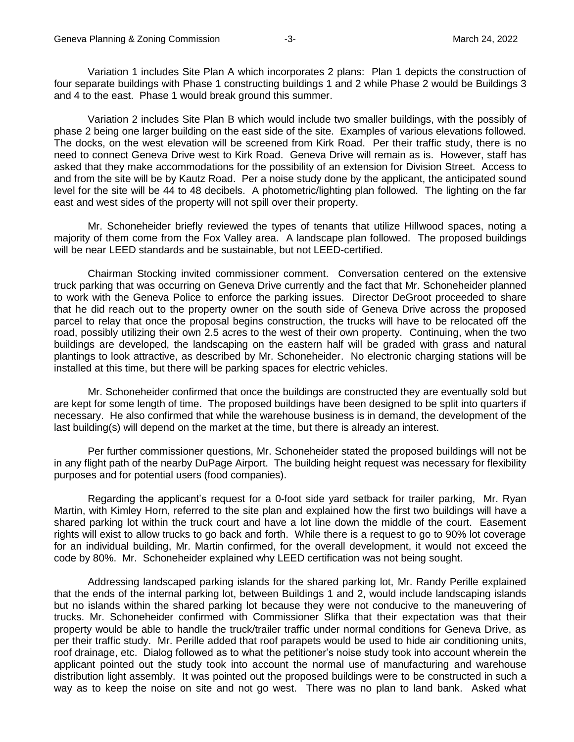Variation 1 includes Site Plan A which incorporates 2 plans: Plan 1 depicts the construction of four separate buildings with Phase 1 constructing buildings 1 and 2 while Phase 2 would be Buildings 3 and 4 to the east. Phase 1 would break ground this summer.

Variation 2 includes Site Plan B which would include two smaller buildings, with the possibly of phase 2 being one larger building on the east side of the site. Examples of various elevations followed. The docks, on the west elevation will be screened from Kirk Road. Per their traffic study, there is no need to connect Geneva Drive west to Kirk Road. Geneva Drive will remain as is. However, staff has asked that they make accommodations for the possibility of an extension for Division Street. Access to and from the site will be by Kautz Road. Per a noise study done by the applicant, the anticipated sound level for the site will be 44 to 48 decibels. A photometric/lighting plan followed. The lighting on the far east and west sides of the property will not spill over their property.

Mr. Schoneheider briefly reviewed the types of tenants that utilize Hillwood spaces, noting a majority of them come from the Fox Valley area. A landscape plan followed. The proposed buildings will be near LEED standards and be sustainable, but not LEED-certified.

Chairman Stocking invited commissioner comment. Conversation centered on the extensive truck parking that was occurring on Geneva Drive currently and the fact that Mr. Schoneheider planned to work with the Geneva Police to enforce the parking issues. Director DeGroot proceeded to share that he did reach out to the property owner on the south side of Geneva Drive across the proposed parcel to relay that once the proposal begins construction, the trucks will have to be relocated off the road, possibly utilizing their own 2.5 acres to the west of their own property. Continuing, when the two buildings are developed, the landscaping on the eastern half will be graded with grass and natural plantings to look attractive, as described by Mr. Schoneheider. No electronic charging stations will be installed at this time, but there will be parking spaces for electric vehicles.

Mr. Schoneheider confirmed that once the buildings are constructed they are eventually sold but are kept for some length of time. The proposed buildings have been designed to be split into quarters if necessary. He also confirmed that while the warehouse business is in demand, the development of the last building(s) will depend on the market at the time, but there is already an interest.

Per further commissioner questions, Mr. Schoneheider stated the proposed buildings will not be in any flight path of the nearby DuPage Airport. The building height request was necessary for flexibility purposes and for potential users (food companies).

Regarding the applicant's request for a 0-foot side yard setback for trailer parking, Mr. Ryan Martin, with Kimley Horn, referred to the site plan and explained how the first two buildings will have a shared parking lot within the truck court and have a lot line down the middle of the court. Easement rights will exist to allow trucks to go back and forth. While there is a request to go to 90% lot coverage for an individual building, Mr. Martin confirmed, for the overall development, it would not exceed the code by 80%. Mr. Schoneheider explained why LEED certification was not being sought.

Addressing landscaped parking islands for the shared parking lot, Mr. Randy Perille explained that the ends of the internal parking lot, between Buildings 1 and 2, would include landscaping islands but no islands within the shared parking lot because they were not conducive to the maneuvering of trucks. Mr. Schoneheider confirmed with Commissioner Slifka that their expectation was that their property would be able to handle the truck/trailer traffic under normal conditions for Geneva Drive, as per their traffic study. Mr. Perille added that roof parapets would be used to hide air conditioning units, roof drainage, etc. Dialog followed as to what the petitioner's noise study took into account wherein the applicant pointed out the study took into account the normal use of manufacturing and warehouse distribution light assembly. It was pointed out the proposed buildings were to be constructed in such a way as to keep the noise on site and not go west. There was no plan to land bank. Asked what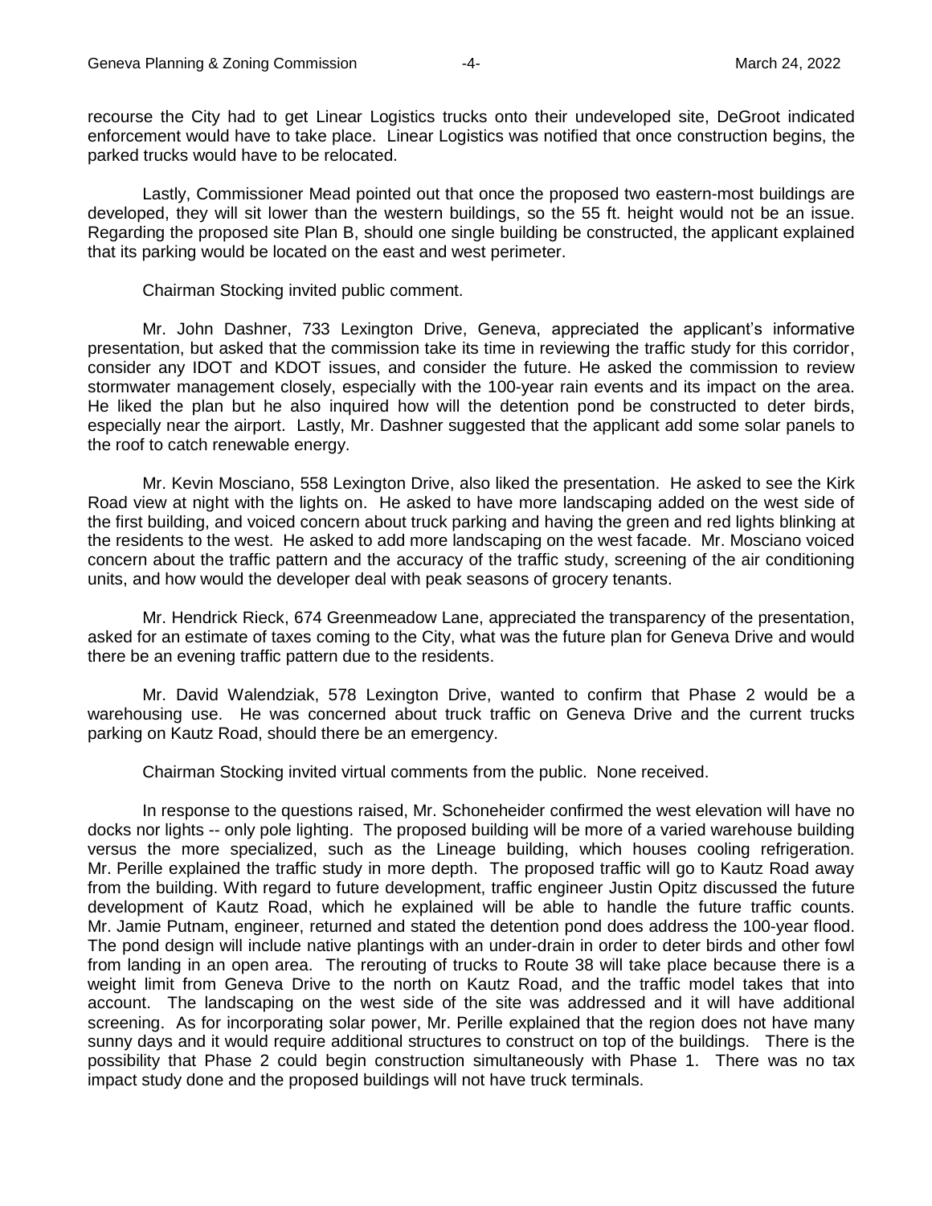recourse the City had to get Linear Logistics trucks onto their undeveloped site, DeGroot indicated enforcement would have to take place. Linear Logistics was notified that once construction begins, the parked trucks would have to be relocated.

Lastly, Commissioner Mead pointed out that once the proposed two eastern-most buildings are developed, they will sit lower than the western buildings, so the 55 ft. height would not be an issue. Regarding the proposed site Plan B, should one single building be constructed, the applicant explained that its parking would be located on the east and west perimeter.

Chairman Stocking invited public comment.

Mr. John Dashner, 733 Lexington Drive, Geneva, appreciated the applicant's informative presentation, but asked that the commission take its time in reviewing the traffic study for this corridor, consider any IDOT and KDOT issues, and consider the future. He asked the commission to review stormwater management closely, especially with the 100-year rain events and its impact on the area. He liked the plan but he also inquired how will the detention pond be constructed to deter birds, especially near the airport. Lastly, Mr. Dashner suggested that the applicant add some solar panels to the roof to catch renewable energy.

Mr. Kevin Mosciano, 558 Lexington Drive, also liked the presentation. He asked to see the Kirk Road view at night with the lights on. He asked to have more landscaping added on the west side of the first building, and voiced concern about truck parking and having the green and red lights blinking at the residents to the west. He asked to add more landscaping on the west facade. Mr. Mosciano voiced concern about the traffic pattern and the accuracy of the traffic study, screening of the air conditioning units, and how would the developer deal with peak seasons of grocery tenants.

Mr. Hendrick Rieck, 674 Greenmeadow Lane, appreciated the transparency of the presentation, asked for an estimate of taxes coming to the City, what was the future plan for Geneva Drive and would there be an evening traffic pattern due to the residents.

Mr. David Walendziak, 578 Lexington Drive, wanted to confirm that Phase 2 would be a warehousing use. He was concerned about truck traffic on Geneva Drive and the current trucks parking on Kautz Road, should there be an emergency.

Chairman Stocking invited virtual comments from the public. None received.

In response to the questions raised, Mr. Schoneheider confirmed the west elevation will have no docks nor lights -- only pole lighting. The proposed building will be more of a varied warehouse building versus the more specialized, such as the Lineage building, which houses cooling refrigeration. Mr. Perille explained the traffic study in more depth. The proposed traffic will go to Kautz Road away from the building. With regard to future development, traffic engineer Justin Opitz discussed the future development of Kautz Road, which he explained will be able to handle the future traffic counts. Mr. Jamie Putnam, engineer, returned and stated the detention pond does address the 100-year flood. The pond design will include native plantings with an under-drain in order to deter birds and other fowl from landing in an open area. The rerouting of trucks to Route 38 will take place because there is a weight limit from Geneva Drive to the north on Kautz Road, and the traffic model takes that into account. The landscaping on the west side of the site was addressed and it will have additional screening. As for incorporating solar power, Mr. Perille explained that the region does not have many sunny days and it would require additional structures to construct on top of the buildings. There is the possibility that Phase 2 could begin construction simultaneously with Phase 1. There was no tax impact study done and the proposed buildings will not have truck terminals.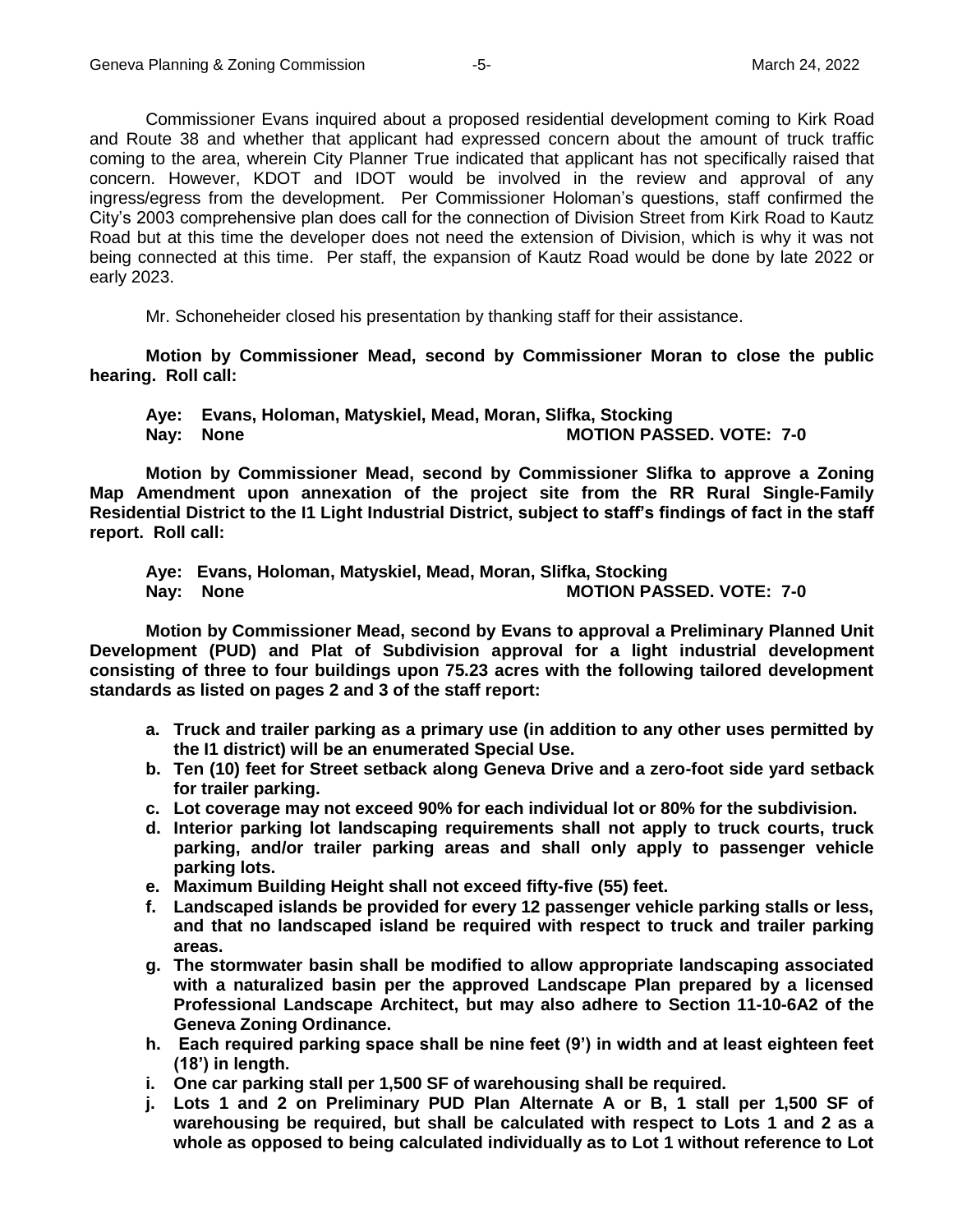Commissioner Evans inquired about a proposed residential development coming to Kirk Road and Route 38 and whether that applicant had expressed concern about the amount of truck traffic coming to the area, wherein City Planner True indicated that applicant has not specifically raised that concern. However, KDOT and IDOT would be involved in the review and approval of any ingress/egress from the development. Per Commissioner Holoman's questions, staff confirmed the City's 2003 comprehensive plan does call for the connection of Division Street from Kirk Road to Kautz Road but at this time the developer does not need the extension of Division, which is why it was not being connected at this time. Per staff, the expansion of Kautz Road would be done by late 2022 or early 2023.

Mr. Schoneheider closed his presentation by thanking staff for their assistance.

**Motion by Commissioner Mead, second by Commissioner Moran to close the public hearing. Roll call:**

**Aye: Evans, Holoman, Matyskiel, Mead, Moran, Slifka, Stocking**
**Nay: None MOTION PASSED. VOTE: 7-0**

**Motion by Commissioner Mead, second by Commissioner Slifka to approve a Zoning Map Amendment upon annexation of the project site from the RR Rural Single-Family Residential District to the I1 Light Industrial District, subject to staff's findings of fact in the staff report. Roll call:**

**Aye: Evans, Holoman, Matyskiel, Mead, Moran, Slifka, Stocking**
**Nay: None MOTION PASSED. VOTE: 7-0**

**Motion by Commissioner Mead, second by Evans to approval a Preliminary Planned Unit Development (PUD) and Plat of Subdivision approval for a light industrial development consisting of three to four buildings upon 75.23 acres with the following tailored development standards as listed on pages 2 and 3 of the staff report:**

- **a. Truck and trailer parking as a primary use (in addition to any other uses permitted by the I1 district) will be an enumerated Special Use.**
- **b. Ten (10) feet for Street setback along Geneva Drive and a zero-foot side yard setback for trailer parking.**
- **c. Lot coverage may not exceed 90% for each individual lot or 80% for the subdivision.**
- **d. Interior parking lot landscaping requirements shall not apply to truck courts, truck parking, and/or trailer parking areas and shall only apply to passenger vehicle parking lots.**
- **e. Maximum Building Height shall not exceed fifty-five (55) feet.**
- **f. Landscaped islands be provided for every 12 passenger vehicle parking stalls or less, and that no landscaped island be required with respect to truck and trailer parking areas.**
- **g. The stormwater basin shall be modified to allow appropriate landscaping associated with a naturalized basin per the approved Landscape Plan prepared by a licensed Professional Landscape Architect, but may also adhere to Section 11-10-6A2 of the Geneva Zoning Ordinance.**
- **h. Each required parking space shall be nine feet (9') in width and at least eighteen feet (18') in length.**
- **i. One car parking stall per 1,500 SF of warehousing shall be required.**
- **j. Lots 1 and 2 on Preliminary PUD Plan Alternate A or B, 1 stall per 1,500 SF of warehousing be required, but shall be calculated with respect to Lots 1 and 2 as a whole as opposed to being calculated individually as to Lot 1 without reference to Lot**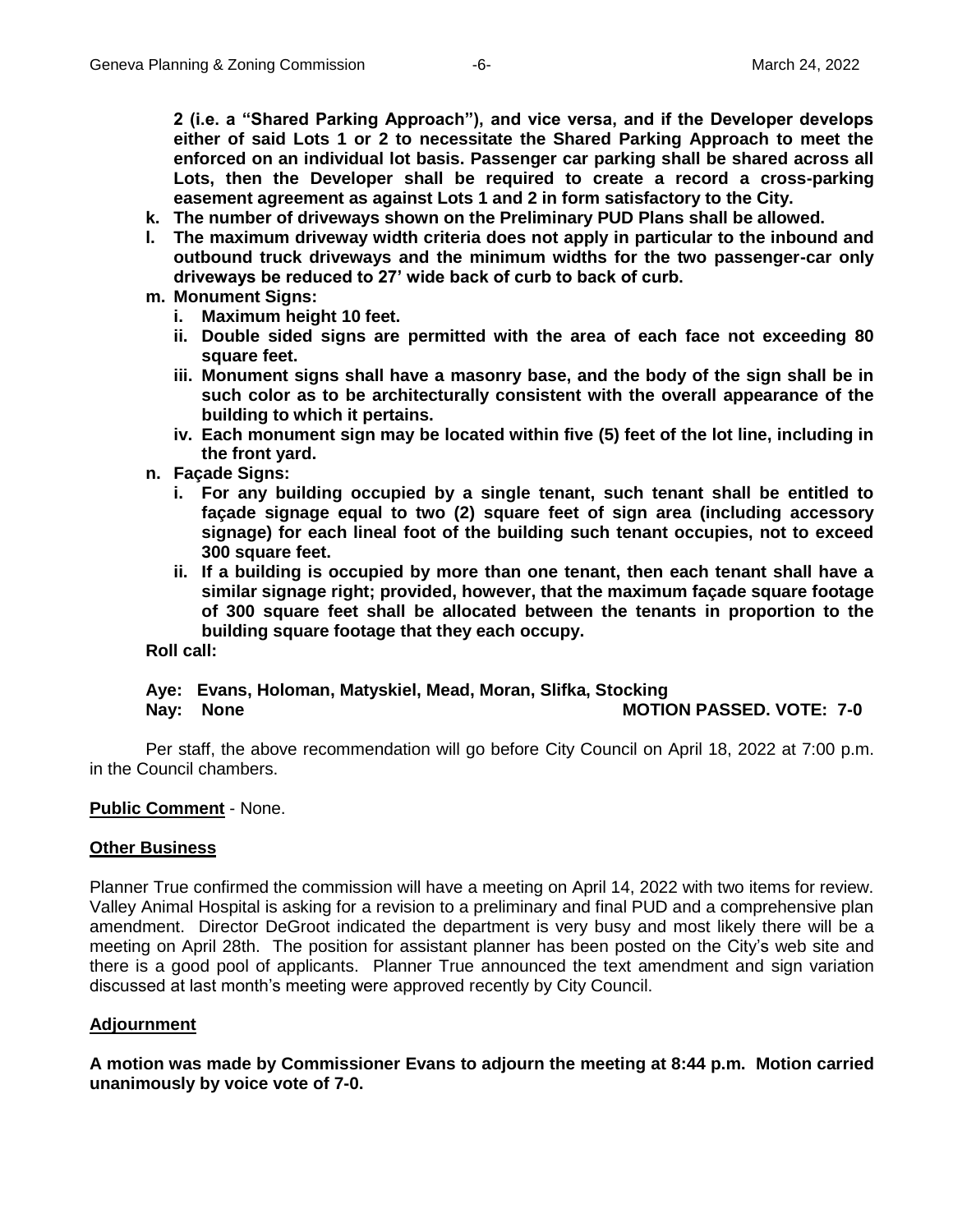**2 (i.e. a "Shared Parking Approach"), and vice versa, and if the Developer develops either of said Lots 1 or 2 to necessitate the Shared Parking Approach to meet the enforced on an individual lot basis. Passenger car parking shall be shared across all Lots, then the Developer shall be required to create a record a cross-parking easement agreement as against Lots 1 and 2 in form satisfactory to the City.**

**k. The number of driveways shown on the Preliminary PUD Plans shall be allowed.**

**l. The maximum driveway width criteria does not apply in particular to the inbound and outbound truck driveways and the minimum widths for the two passenger-car only driveways be reduced to 27' wide back of curb to back of curb.**

**m. Monument Signs:**

- **i. Maximum height 10 feet.**
- **ii. Double sided signs are permitted with the area of each face not exceeding 80 square feet.**
- **iii. Monument signs shall have a masonry base, and the body of the sign shall be in such color as to be architecturally consistent with the overall appearance of the building to which it pertains.**
- **iv. Each monument sign may be located within five (5) feet of the lot line, including in the front yard.**

**n. Façade Signs:**

- **i. For any building occupied by a single tenant, such tenant shall be entitled to façade signage equal to two (2) square feet of sign area (including accessory signage) for each lineal foot of the building such tenant occupies, not to exceed 300 square feet.**
- **ii. If a building is occupied by more than one tenant, then each tenant shall have a similar signage right; provided, however, that the maximum façade square footage of 300 square feet shall be allocated between the tenants in proportion to the building square footage that they each occupy.**

**Roll call:**

**Aye: Evans, Holoman, Matyskiel, Mead, Moran, Slifka, Stocking**
**Nay: None** **MOTION PASSED. VOTE: 7-0**

Per staff, the above recommendation will go before City Council on April 18, 2022 at 7:00 p.m. in the Council chambers.

**Public Comment** - None.

**Other Business**

Planner True confirmed the commission will have a meeting on April 14, 2022 with two items for review. Valley Animal Hospital is asking for a revision to a preliminary and final PUD and a comprehensive plan amendment. Director DeGroot indicated the department is very busy and most likely there will be a meeting on April 28th. The position for assistant planner has been posted on the City's web site and there is a good pool of applicants. Planner True announced the text amendment and sign variation discussed at last month's meeting were approved recently by City Council.

**Adjournment**

**A motion was made by Commissioner Evans to adjourn the meeting at 8:44 p.m. Motion carried unanimously by voice vote of 7-0.**